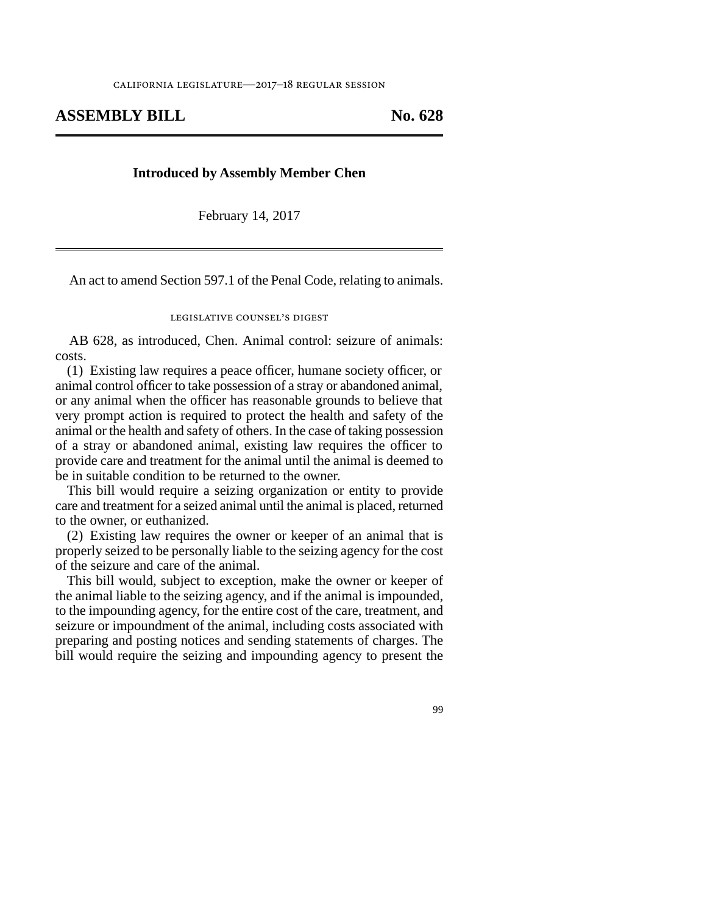california legislature—2017–18 regular session

# ASSEMBLY BILL No. 628

**Introduced by Assembly Member Chen**

February 14, 2017

An act to amend Section 597.1 of the Penal Code, relating to animals.

legislative counsel's digest

AB 628, as introduced, Chen. Animal control: seizure of animals: costs.

(1) Existing law requires a peace officer, humane society officer, or animal control officer to take possession of a stray or abandoned animal, or any animal when the officer has reasonable grounds to believe that very prompt action is required to protect the health and safety of the animal or the health and safety of others. In the case of taking possession of a stray or abandoned animal, existing law requires the officer to provide care and treatment for the animal until the animal is deemed to be in suitable condition to be returned to the owner.

This bill would require a seizing organization or entity to provide care and treatment for a seized animal until the animal is placed, returned to the owner, or euthanized.

(2) Existing law requires the owner or keeper of an animal that is properly seized to be personally liable to the seizing agency for the cost of the seizure and care of the animal.

This bill would, subject to exception, make the owner or keeper of the animal liable to the seizing agency, and if the animal is impounded, to the impounding agency, for the entire cost of the care, treatment, and seizure or impoundment of the animal, including costs associated with preparing and posting notices and sending statements of charges. The bill would require the seizing and impounding agency to present the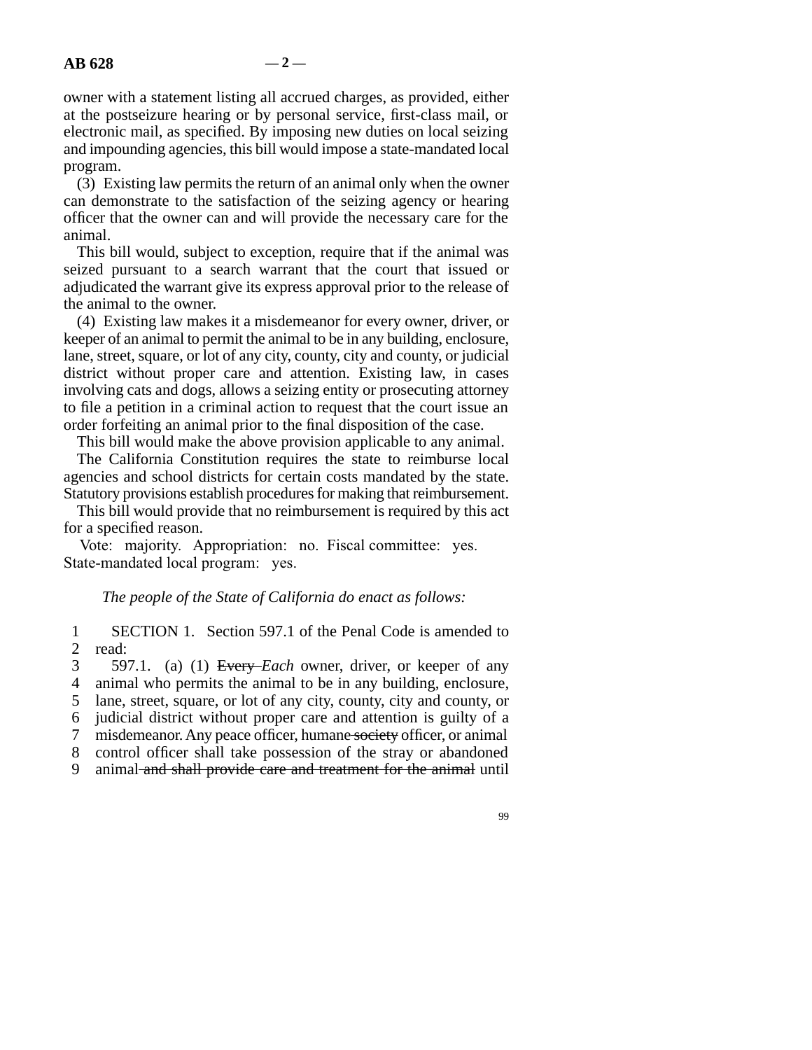owner with a statement listing all accrued charges, as provided, either at the postseizure hearing or by personal service, first-class mail, or electronic mail, as specified. By imposing new duties on local seizing and impounding agencies, this bill would impose a state-mandated local program.

(3) Existing law permits the return of an animal only when the owner can demonstrate to the satisfaction of the seizing agency or hearing officer that the owner can and will provide the necessary care for the animal.

This bill would, subject to exception, require that if the animal was seized pursuant to a search warrant that the court that issued or adjudicated the warrant give its express approval prior to the release of the animal to the owner.

(4) Existing law makes it a misdemeanor for every owner, driver, or keeper of an animal to permit the animal to be in any building, enclosure, lane, street, square, or lot of any city, county, city and county, or judicial district without proper care and attention. Existing law, in cases involving cats and dogs, allows a seizing entity or prosecuting attorney to file a petition in a criminal action to request that the court issue an order forfeiting an animal prior to the final disposition of the case.

This bill would make the above provision applicable to any animal.

The California Constitution requires the state to reimburse local agencies and school districts for certain costs mandated by the state. Statutory provisions establish procedures for making that reimbursement.

This bill would provide that no reimbursement is required by this act for a specified reason.

Vote: majority. Appropriation: no. Fiscal committee: yes. State-mandated local program: yes.

*The people of the State of California do enact as follows:*

1 SECTION 1. Section 597.1 of the Penal Code is amended to
2 read:
3 597.1. (a) (1) ~~Every~~ *Each* owner, driver, or keeper of any
4 animal who permits the animal to be in any building, enclosure,
5 lane, street, square, or lot of any city, county, city and county, or
6 judicial district without proper care and attention is guilty of a
7 misdemeanor. Any peace officer, humane ~~society~~ officer, or animal
8 control officer shall take possession of the stray or abandoned
9 animal ~~and shall provide care and treatment for the animal~~ until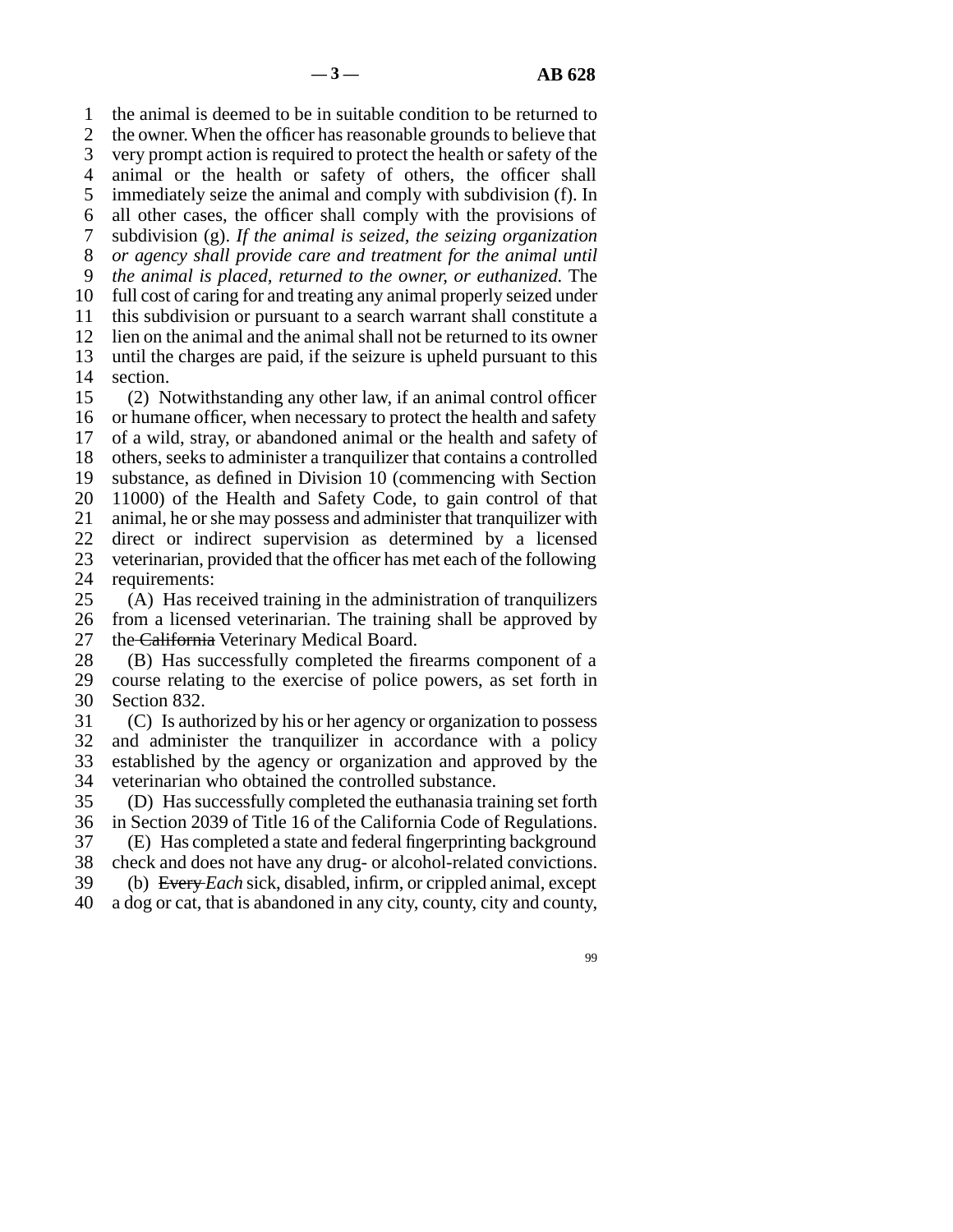the animal is deemed to be in suitable condition to be returned to the owner. When the officer has reasonable grounds to believe that very prompt action is required to protect the health or safety of the animal or the health or safety of others, the officer shall immediately seize the animal and comply with subdivision (f). In all other cases, the officer shall comply with the provisions of subdivision (g). *If the animal is seized, the seizing organization or agency shall provide care and treatment for the animal until the animal is placed, returned to the owner, or euthanized.* The full cost of caring for and treating any animal properly seized under this subdivision or pursuant to a search warrant shall constitute a lien on the animal and the animal shall not be returned to its owner until the charges are paid, if the seizure is upheld pursuant to this section.

(2) Notwithstanding any other law, if an animal control officer or humane officer, when necessary to protect the health and safety of a wild, stray, or abandoned animal or the health and safety of others, seeks to administer a tranquilizer that contains a controlled substance, as defined in Division 10 (commencing with Section 11000) of the Health and Safety Code, to gain control of that animal, he or she may possess and administer that tranquilizer with direct or indirect supervision as determined by a licensed veterinarian, provided that the officer has met each of the following requirements:

(A) Has received training in the administration of tranquilizers from a licensed veterinarian. The training shall be approved by the ~~California~~ Veterinary Medical Board.

(B) Has successfully completed the firearms component of a course relating to the exercise of police powers, as set forth in Section 832.

(C) Is authorized by his or her agency or organization to possess and administer the tranquilizer in accordance with a policy established by the agency or organization and approved by the veterinarian who obtained the controlled substance.

(D) Has successfully completed the euthanasia training set forth in Section 2039 of Title 16 of the California Code of Regulations.

(E) Has completed a state and federal fingerprinting background check and does not have any drug- or alcohol-related convictions.

(b) ~~Every~~ *Each* sick, disabled, infirm, or crippled animal, except a dog or cat, that is abandoned in any city, county, city and county,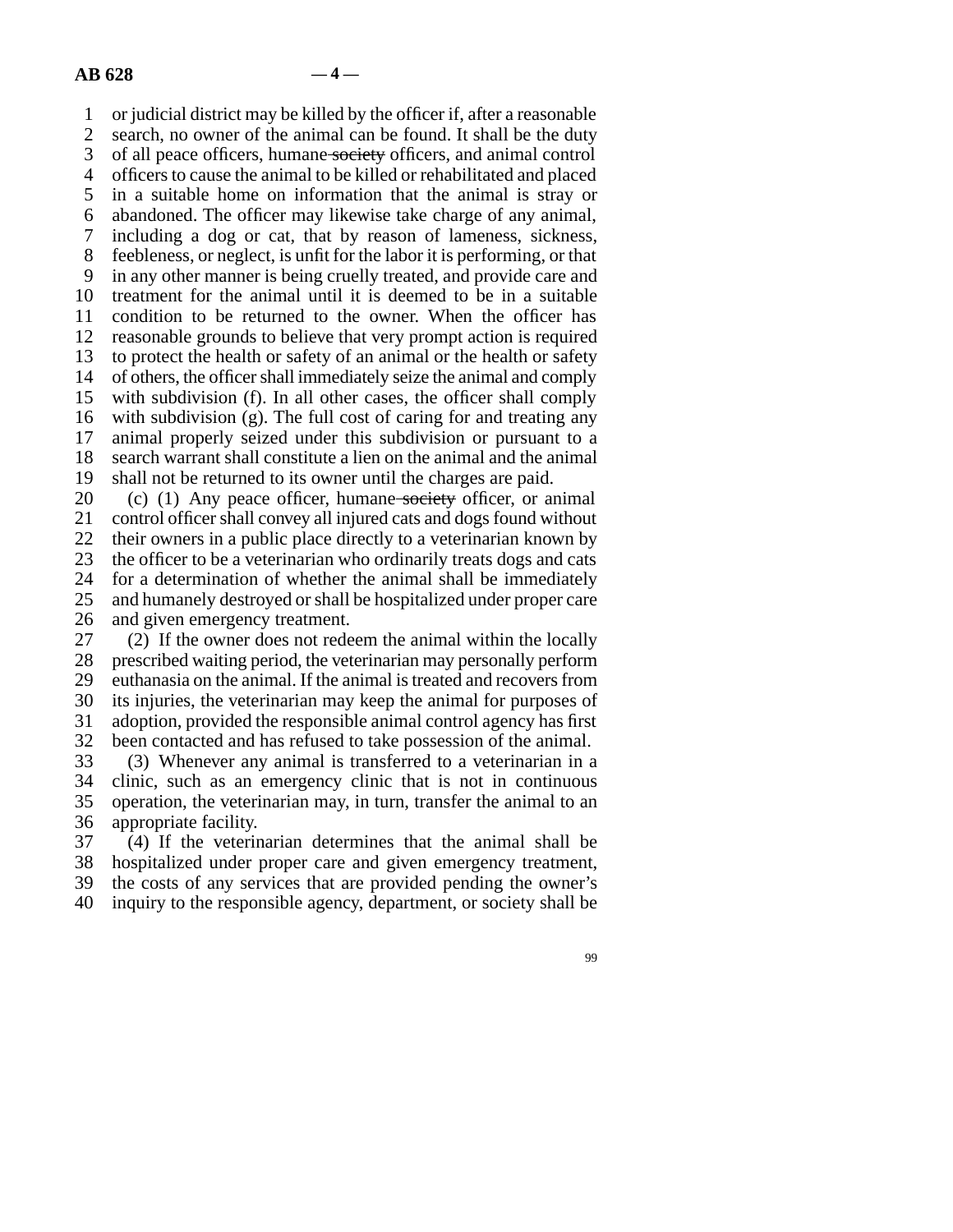or judicial district may be killed by the officer if, after a reasonable search, no owner of the animal can be found. It shall be the duty of all peace officers, humane ~~society~~ officers, and animal control officers to cause the animal to be killed or rehabilitated and placed in a suitable home on information that the animal is stray or abandoned. The officer may likewise take charge of any animal, including a dog or cat, that by reason of lameness, sickness, feebleness, or neglect, is unfit for the labor it is performing, or that in any other manner is being cruelly treated, and provide care and treatment for the animal until it is deemed to be in a suitable condition to be returned to the owner. When the officer has reasonable grounds to believe that very prompt action is required to protect the health or safety of an animal or the health or safety of others, the officer shall immediately seize the animal and comply with subdivision (f). In all other cases, the officer shall comply with subdivision (g). The full cost of caring for and treating any animal properly seized under this subdivision or pursuant to a search warrant shall constitute a lien on the animal and the animal shall not be returned to its owner until the charges are paid.

(c) (1) Any peace officer, humane ~~society~~ officer, or animal control officer shall convey all injured cats and dogs found without their owners in a public place directly to a veterinarian known by the officer to be a veterinarian who ordinarily treats dogs and cats for a determination of whether the animal shall be immediately and humanely destroyed or shall be hospitalized under proper care and given emergency treatment.

(2) If the owner does not redeem the animal within the locally prescribed waiting period, the veterinarian may personally perform euthanasia on the animal. If the animal is treated and recovers from its injuries, the veterinarian may keep the animal for purposes of adoption, provided the responsible animal control agency has first been contacted and has refused to take possession of the animal.

(3) Whenever any animal is transferred to a veterinarian in a clinic, such as an emergency clinic that is not in continuous operation, the veterinarian may, in turn, transfer the animal to an appropriate facility.

(4) If the veterinarian determines that the animal shall be hospitalized under proper care and given emergency treatment, the costs of any services that are provided pending the owner's inquiry to the responsible agency, department, or society shall be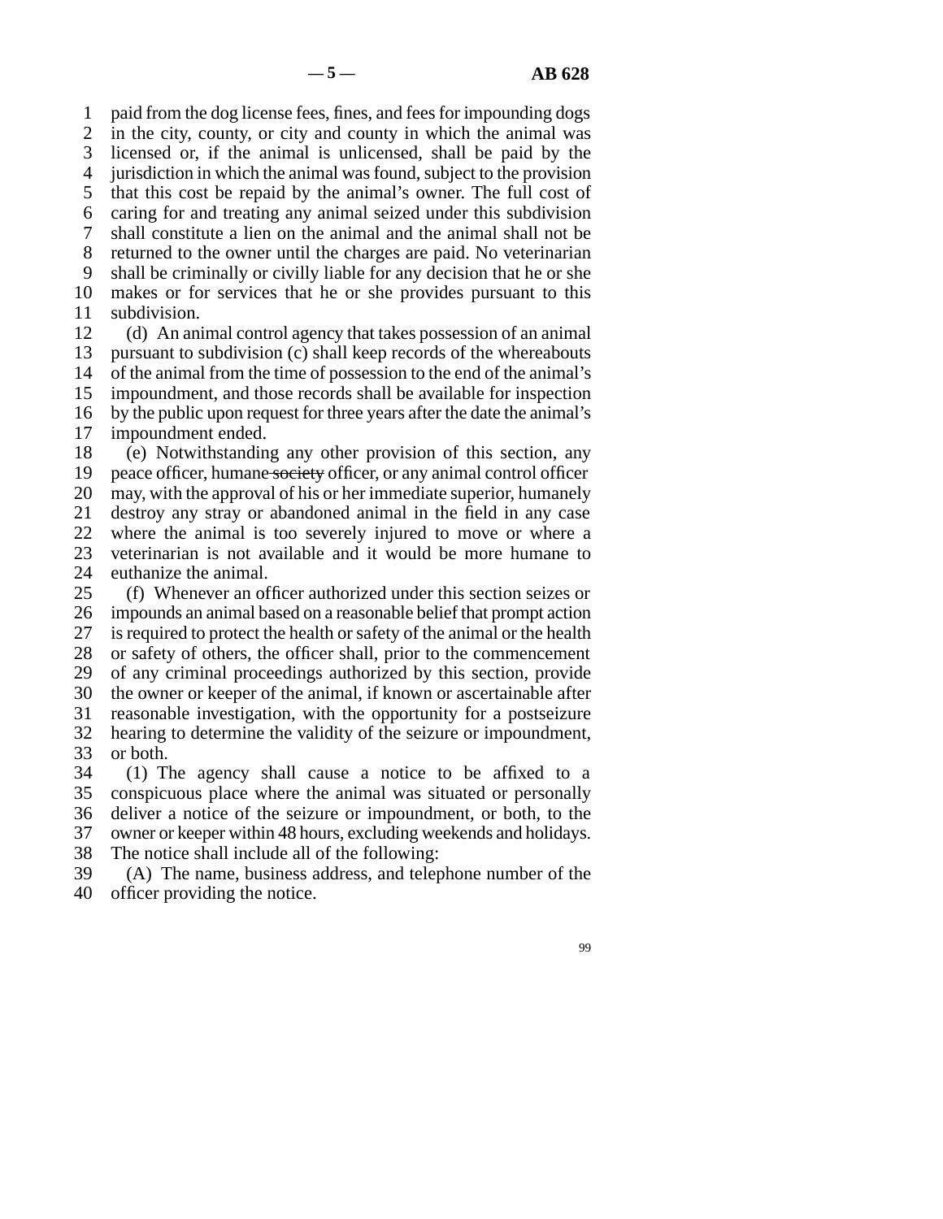paid from the dog license fees, fines, and fees for impounding dogs in the city, county, or city and county in which the animal was licensed or, if the animal is unlicensed, shall be paid by the jurisdiction in which the animal was found, subject to the provision that this cost be repaid by the animal's owner. The full cost of caring for and treating any animal seized under this subdivision shall constitute a lien on the animal and the animal shall not be returned to the owner until the charges are paid. No veterinarian shall be criminally or civilly liable for any decision that he or she makes or for services that he or she provides pursuant to this subdivision.

(d) An animal control agency that takes possession of an animal pursuant to subdivision (c) shall keep records of the whereabouts of the animal from the time of possession to the end of the animal's impoundment, and those records shall be available for inspection by the public upon request for three years after the date the animal's impoundment ended.

(e) Notwithstanding any other provision of this section, any peace officer, humane ~~society~~ officer, or any animal control officer may, with the approval of his or her immediate superior, humanely destroy any stray or abandoned animal in the field in any case where the animal is too severely injured to move or where a veterinarian is not available and it would be more humane to euthanize the animal.

(f) Whenever an officer authorized under this section seizes or impounds an animal based on a reasonable belief that prompt action is required to protect the health or safety of the animal or the health or safety of others, the officer shall, prior to the commencement of any criminal proceedings authorized by this section, provide the owner or keeper of the animal, if known or ascertainable after reasonable investigation, with the opportunity for a postseizure hearing to determine the validity of the seizure or impoundment, or both.

(1) The agency shall cause a notice to be affixed to a conspicuous place where the animal was situated or personally deliver a notice of the seizure or impoundment, or both, to the owner or keeper within 48 hours, excluding weekends and holidays. The notice shall include all of the following:

(A) The name, business address, and telephone number of the officer providing the notice.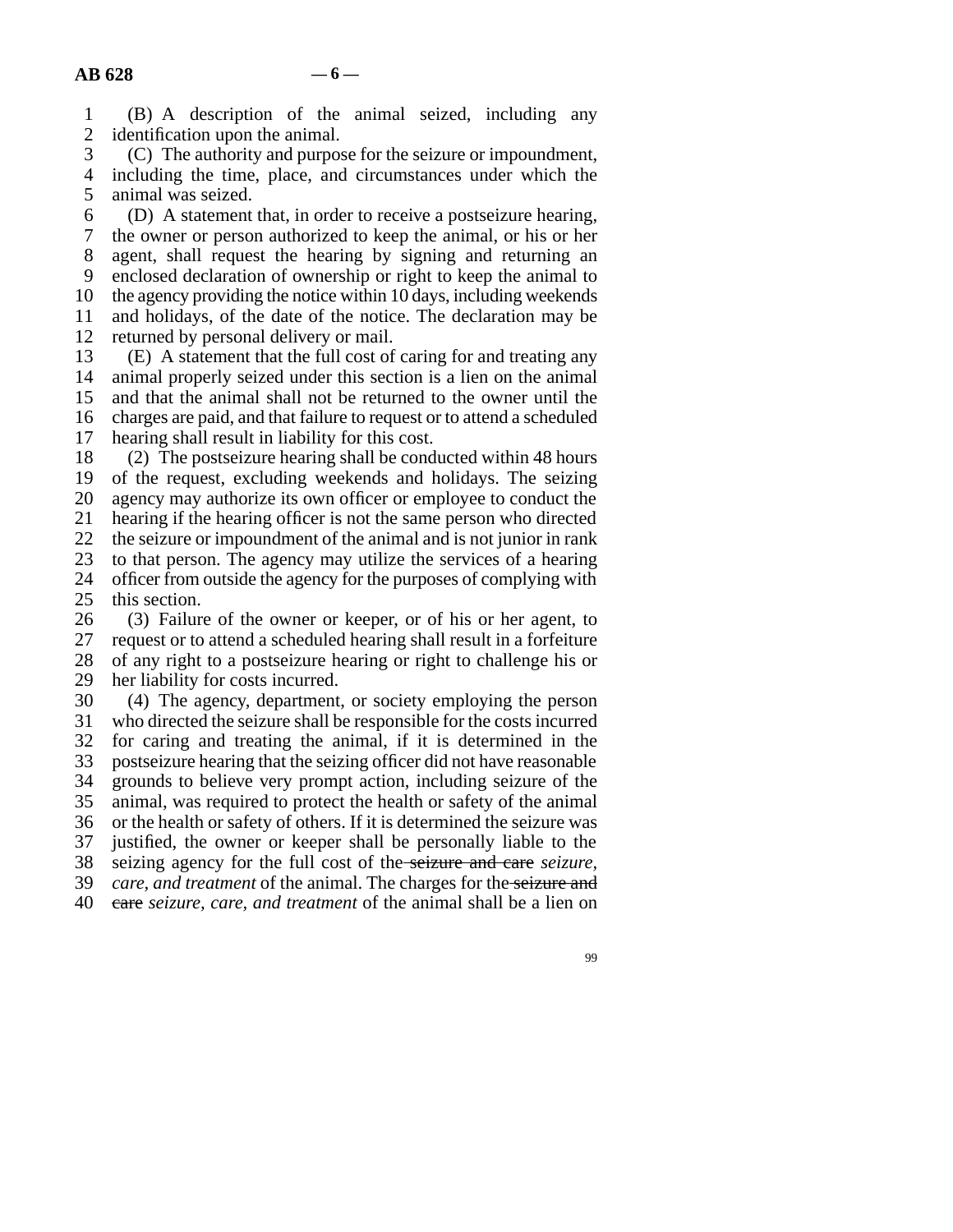(B) A description of the animal seized, including any identification upon the animal.

(C) The authority and purpose for the seizure or impoundment, including the time, place, and circumstances under which the animal was seized.

(D) A statement that, in order to receive a postseizure hearing, the owner or person authorized to keep the animal, or his or her agent, shall request the hearing by signing and returning an enclosed declaration of ownership or right to keep the animal to the agency providing the notice within 10 days, including weekends and holidays, of the date of the notice. The declaration may be returned by personal delivery or mail.

(E) A statement that the full cost of caring for and treating any animal properly seized under this section is a lien on the animal and that the animal shall not be returned to the owner until the charges are paid, and that failure to request or to attend a scheduled hearing shall result in liability for this cost.

(2) The postseizure hearing shall be conducted within 48 hours of the request, excluding weekends and holidays. The seizing agency may authorize its own officer or employee to conduct the hearing if the hearing officer is not the same person who directed the seizure or impoundment of the animal and is not junior in rank to that person. The agency may utilize the services of a hearing officer from outside the agency for the purposes of complying with this section.

(3) Failure of the owner or keeper, or of his or her agent, to request or to attend a scheduled hearing shall result in a forfeiture of any right to a postseizure hearing or right to challenge his or her liability for costs incurred.

(4) The agency, department, or society employing the person who directed the seizure shall be responsible for the costs incurred for caring and treating the animal, if it is determined in the postseizure hearing that the seizing officer did not have reasonable grounds to believe very prompt action, including seizure of the animal, was required to protect the health or safety of the animal or the health or safety of others. If it is determined the seizure was justified, the owner or keeper shall be personally liable to the seizing agency for the full cost of the ~~seizure and care~~ *seizure, care, and treatment* of the animal. The charges for the ~~seizure and care~~ *seizure, care, and treatment* of the animal shall be a lien on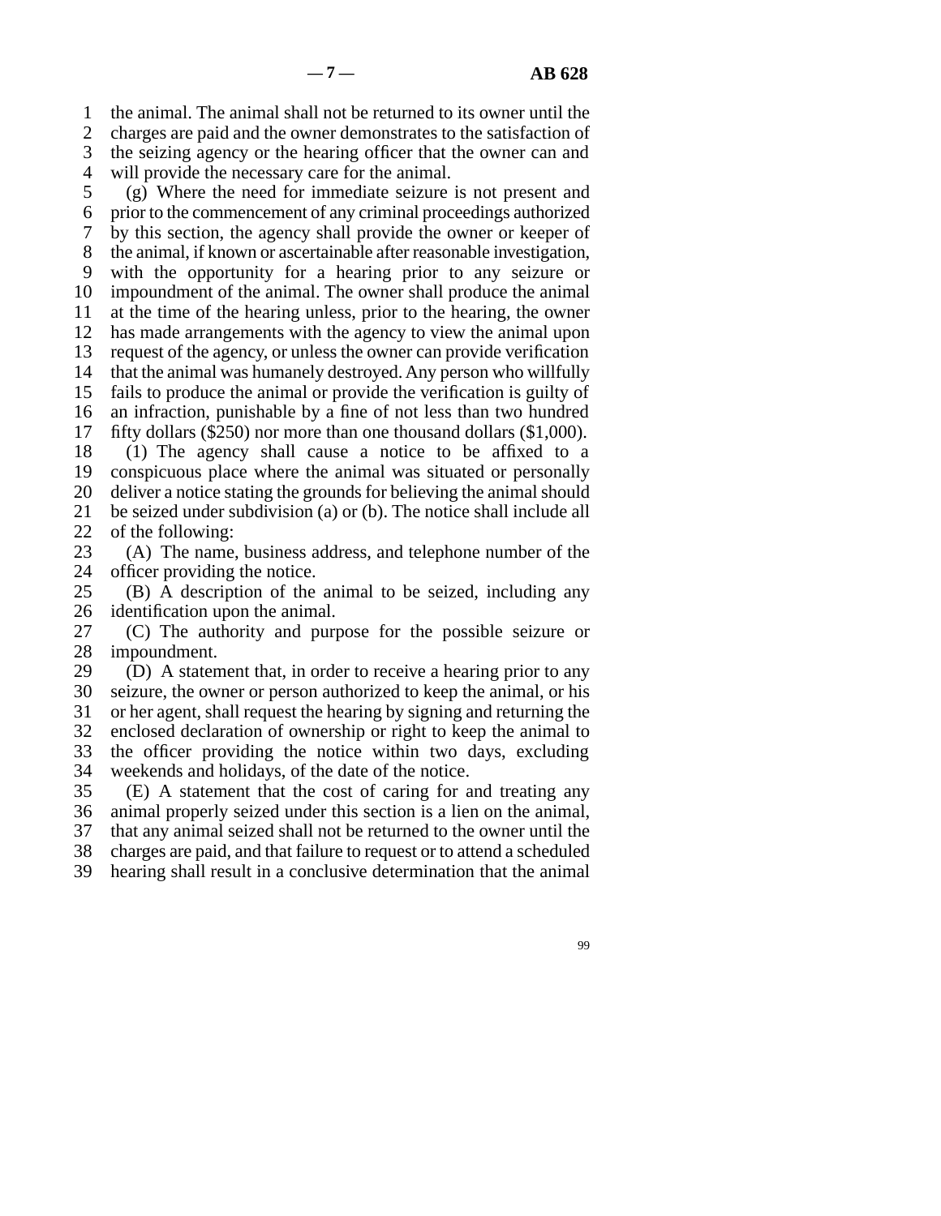the animal. The animal shall not be returned to its owner until the charges are paid and the owner demonstrates to the satisfaction of the seizing agency or the hearing officer that the owner can and will provide the necessary care for the animal.

(g) Where the need for immediate seizure is not present and prior to the commencement of any criminal proceedings authorized by this section, the agency shall provide the owner or keeper of the animal, if known or ascertainable after reasonable investigation, with the opportunity for a hearing prior to any seizure or impoundment of the animal. The owner shall produce the animal at the time of the hearing unless, prior to the hearing, the owner has made arrangements with the agency to view the animal upon request of the agency, or unless the owner can provide verification that the animal was humanely destroyed. Any person who willfully fails to produce the animal or provide the verification is guilty of an infraction, punishable by a fine of not less than two hundred fifty dollars ($250) nor more than one thousand dollars ($1,000).

(1) The agency shall cause a notice to be affixed to a conspicuous place where the animal was situated or personally deliver a notice stating the grounds for believing the animal should be seized under subdivision (a) or (b). The notice shall include all of the following:

(A) The name, business address, and telephone number of the officer providing the notice.

(B) A description of the animal to be seized, including any identification upon the animal.

(C) The authority and purpose for the possible seizure or impoundment.

(D) A statement that, in order to receive a hearing prior to any seizure, the owner or person authorized to keep the animal, or his or her agent, shall request the hearing by signing and returning the enclosed declaration of ownership or right to keep the animal to the officer providing the notice within two days, excluding weekends and holidays, of the date of the notice.

(E) A statement that the cost of caring for and treating any animal properly seized under this section is a lien on the animal, that any animal seized shall not be returned to the owner until the charges are paid, and that failure to request or to attend a scheduled hearing shall result in a conclusive determination that the animal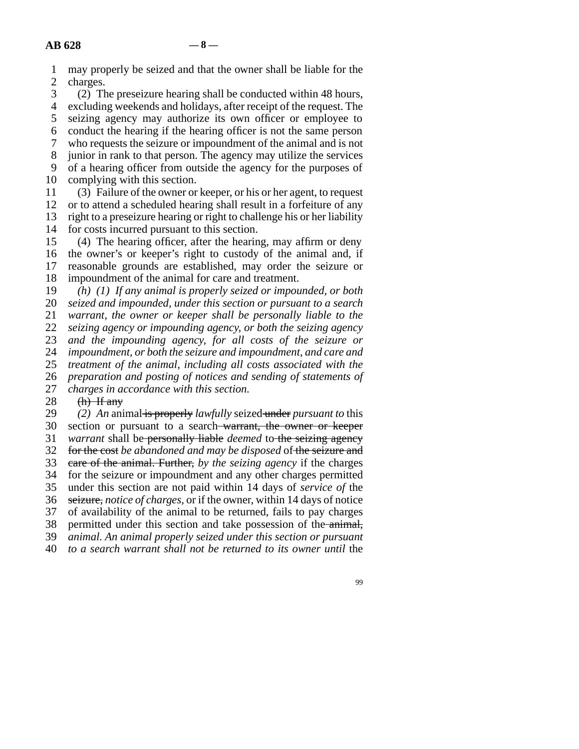may properly be seized and that the owner shall be liable for the charges.

(2) The preseizure hearing shall be conducted within 48 hours, excluding weekends and holidays, after receipt of the request. The seizing agency may authorize its own officer or employee to conduct the hearing if the hearing officer is not the same person who requests the seizure or impoundment of the animal and is not junior in rank to that person. The agency may utilize the services of a hearing officer from outside the agency for the purposes of complying with this section.

(3) Failure of the owner or keeper, or his or her agent, to request or to attend a scheduled hearing shall result in a forfeiture of any right to a preseizure hearing or right to challenge his or her liability for costs incurred pursuant to this section.

(4) The hearing officer, after the hearing, may affirm or deny the owner's or keeper's right to custody of the animal and, if reasonable grounds are established, may order the seizure or impoundment of the animal for care and treatment.

*(h) (1) If any animal is properly seized or impounded, or both seized and impounded, under this section or pursuant to a search warrant, the owner or keeper shall be personally liable to the seizing agency or impounding agency, or both the seizing agency and the impounding agency, for all costs of the seizure or impoundment, or both the seizure and impoundment, and care and treatment of the animal, including all costs associated with the preparation and posting of notices and sending of statements of charges in accordance with this section.*

~~(h) If any~~

*(2) An* animal ~~is properly~~ *lawfully* seized ~~under~~ *pursuant to* this section or pursuant to a search ~~warrant, the owner or keeper~~ *warrant* shall be ~~personally liable~~ *deemed* to ~~the seizing agency for the cost~~ *be abandoned and may be disposed* of ~~the seizure and care of the animal. Further,~~ *by the seizing agency* if the charges for the seizure or impoundment and any other charges permitted under this section are not paid within 14 days of *service of* the ~~seizure,~~ *notice of charges,* or if the owner, within 14 days of notice of availability of the animal to be returned, fails to pay charges permitted under this section and take possession of the ~~animal,~~ *animal. An animal properly seized under this section or pursuant to a search warrant shall not be returned to its owner until* the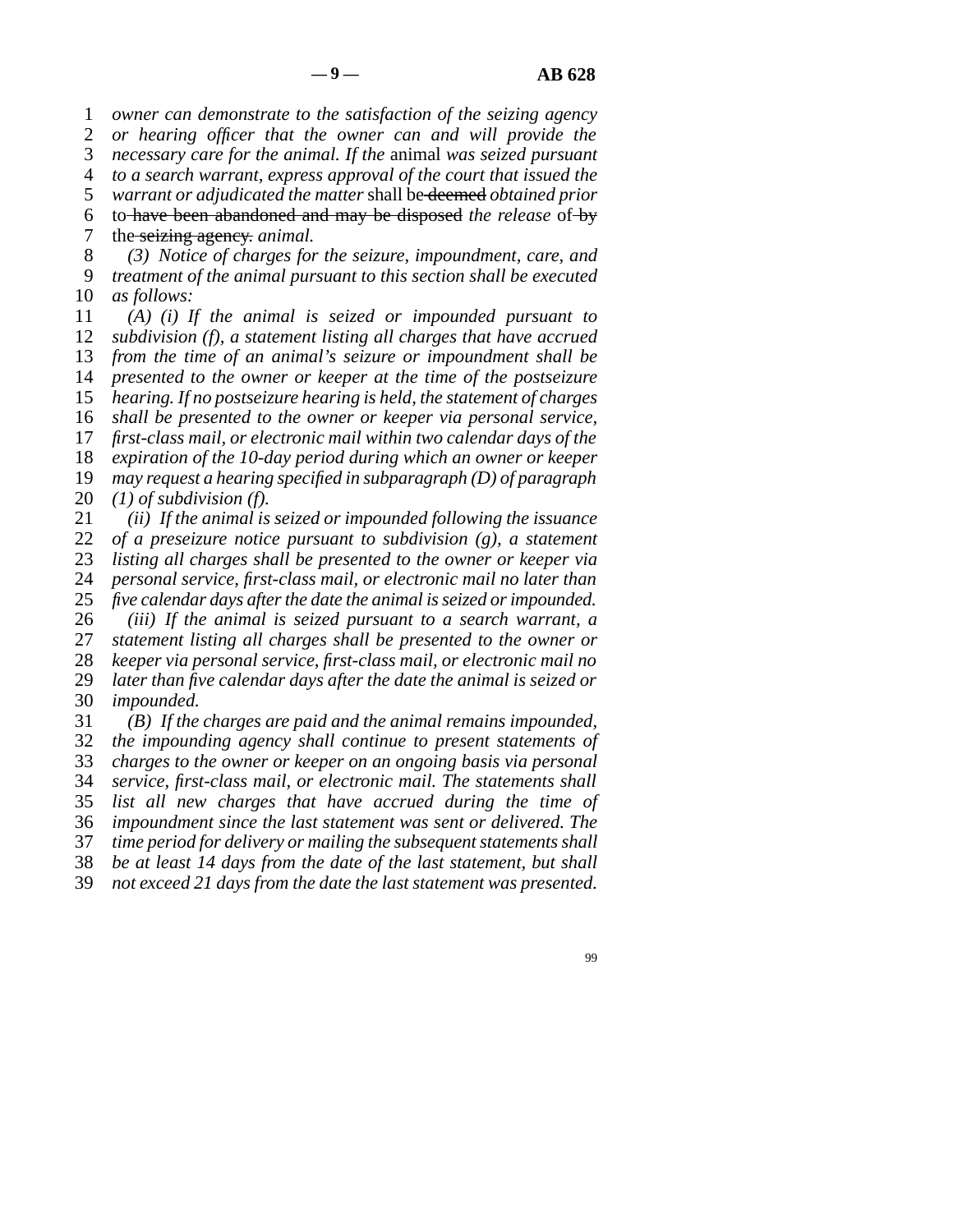*owner can demonstrate to the satisfaction of the seizing agency or hearing officer that the owner can and will provide the necessary care for the animal. If the* animal *was seized pursuant to a search warrant, express approval of the court that issued the warrant or adjudicated the matter* shall be ~~deemed~~ *obtained prior* to ~~have been abandoned and may be disposed~~ *the release* of ~~by~~ the ~~seizing agency.~~ *animal.*

*(3) Notice of charges for the seizure, impoundment, care, and treatment of the animal pursuant to this section shall be executed as follows:*

*(A) (i) If the animal is seized or impounded pursuant to subdivision (f), a statement listing all charges that have accrued from the time of an animal's seizure or impoundment shall be presented to the owner or keeper at the time of the postseizure hearing. If no postseizure hearing is held, the statement of charges shall be presented to the owner or keeper via personal service, first-class mail, or electronic mail within two calendar days of the expiration of the 10-day period during which an owner or keeper may request a hearing specified in subparagraph (D) of paragraph (1) of subdivision (f).*

*(ii) If the animal is seized or impounded following the issuance of a preseizure notice pursuant to subdivision (g), a statement listing all charges shall be presented to the owner or keeper via personal service, first-class mail, or electronic mail no later than five calendar days after the date the animal is seized or impounded.*

*(iii) If the animal is seized pursuant to a search warrant, a statement listing all charges shall be presented to the owner or keeper via personal service, first-class mail, or electronic mail no later than five calendar days after the date the animal is seized or impounded.*

*(B) If the charges are paid and the animal remains impounded, the impounding agency shall continue to present statements of charges to the owner or keeper on an ongoing basis via personal service, first-class mail, or electronic mail. The statements shall list all new charges that have accrued during the time of impoundment since the last statement was sent or delivered. The time period for delivery or mailing the subsequent statements shall be at least 14 days from the date of the last statement, but shall not exceed 21 days from the date the last statement was presented.*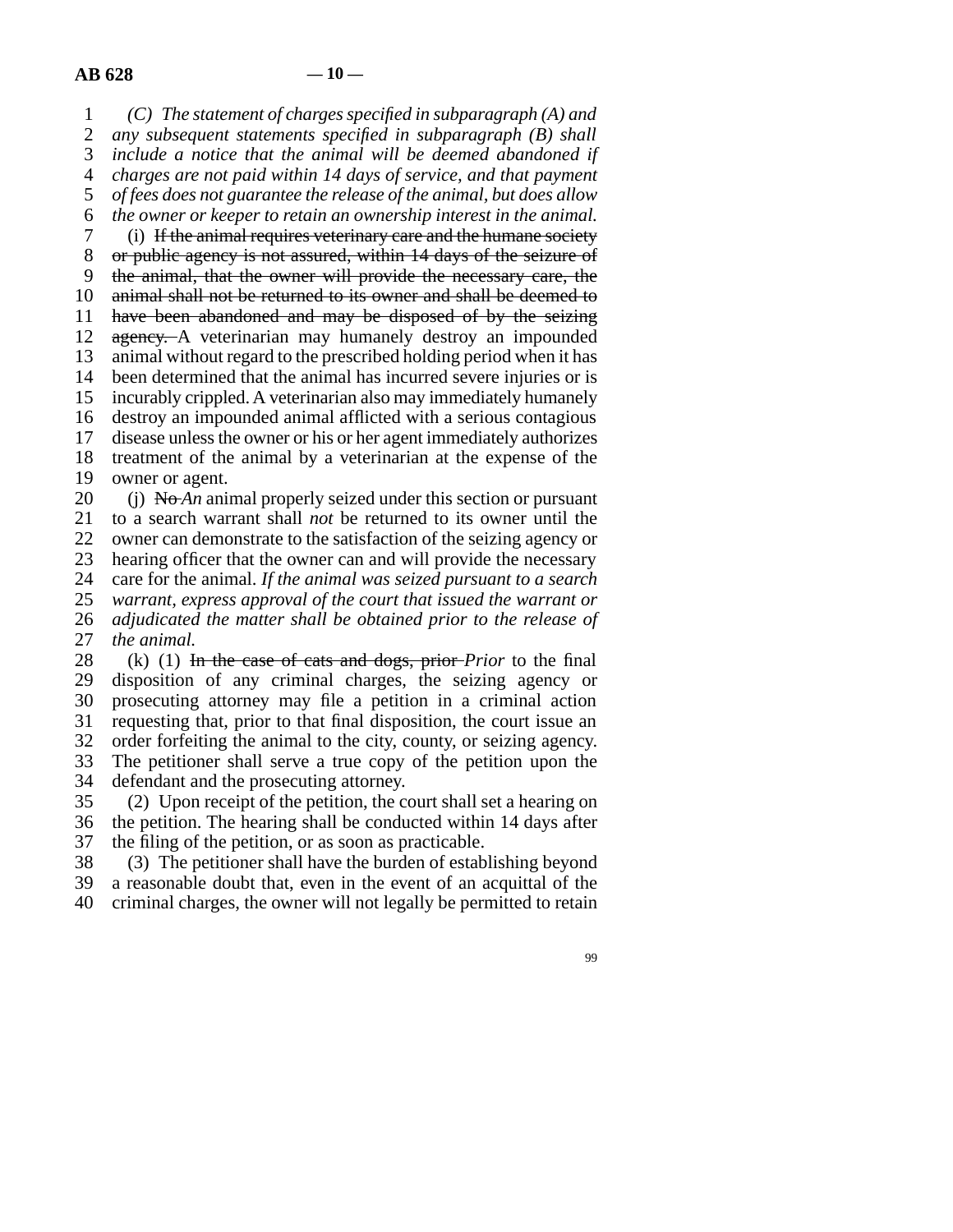(C) *The statement of charges specified in subparagraph (A) and any subsequent statements specified in subparagraph (B) shall include a notice that the animal will be deemed abandoned if charges are not paid within 14 days of service, and that payment of fees does not guarantee the release of the animal, but does allow the owner or keeper to retain an ownership interest in the animal.*

(i) ~~If the animal requires veterinary care and the humane society or public agency is not assured, within 14 days of the seizure of the animal, that the owner will provide the necessary care, the animal shall not be returned to its owner and shall be deemed to have been abandoned and may be disposed of by the seizing agency.~~ A veterinarian may humanely destroy an impounded animal without regard to the prescribed holding period when it has been determined that the animal has incurred severe injuries or is incurably crippled. A veterinarian also may immediately humanely destroy an impounded animal afflicted with a serious contagious disease unless the owner or his or her agent immediately authorizes treatment of the animal by a veterinarian at the expense of the owner or agent.

(j) ~~No~~ *An* animal properly seized under this section or pursuant to a search warrant shall *not* be returned to its owner until the owner can demonstrate to the satisfaction of the seizing agency or hearing officer that the owner can and will provide the necessary care for the animal. *If the animal was seized pursuant to a search warrant, express approval of the court that issued the warrant or adjudicated the matter shall be obtained prior to the release of the animal.*

(k) (1) ~~In the case of cats and dogs, prior~~ *Prior* to the final disposition of any criminal charges, the seizing agency or prosecuting attorney may file a petition in a criminal action requesting that, prior to that final disposition, the court issue an order forfeiting the animal to the city, county, or seizing agency. The petitioner shall serve a true copy of the petition upon the defendant and the prosecuting attorney.

(2) Upon receipt of the petition, the court shall set a hearing on the petition. The hearing shall be conducted within 14 days after the filing of the petition, or as soon as practicable.

(3) The petitioner shall have the burden of establishing beyond a reasonable doubt that, even in the event of an acquittal of the criminal charges, the owner will not legally be permitted to retain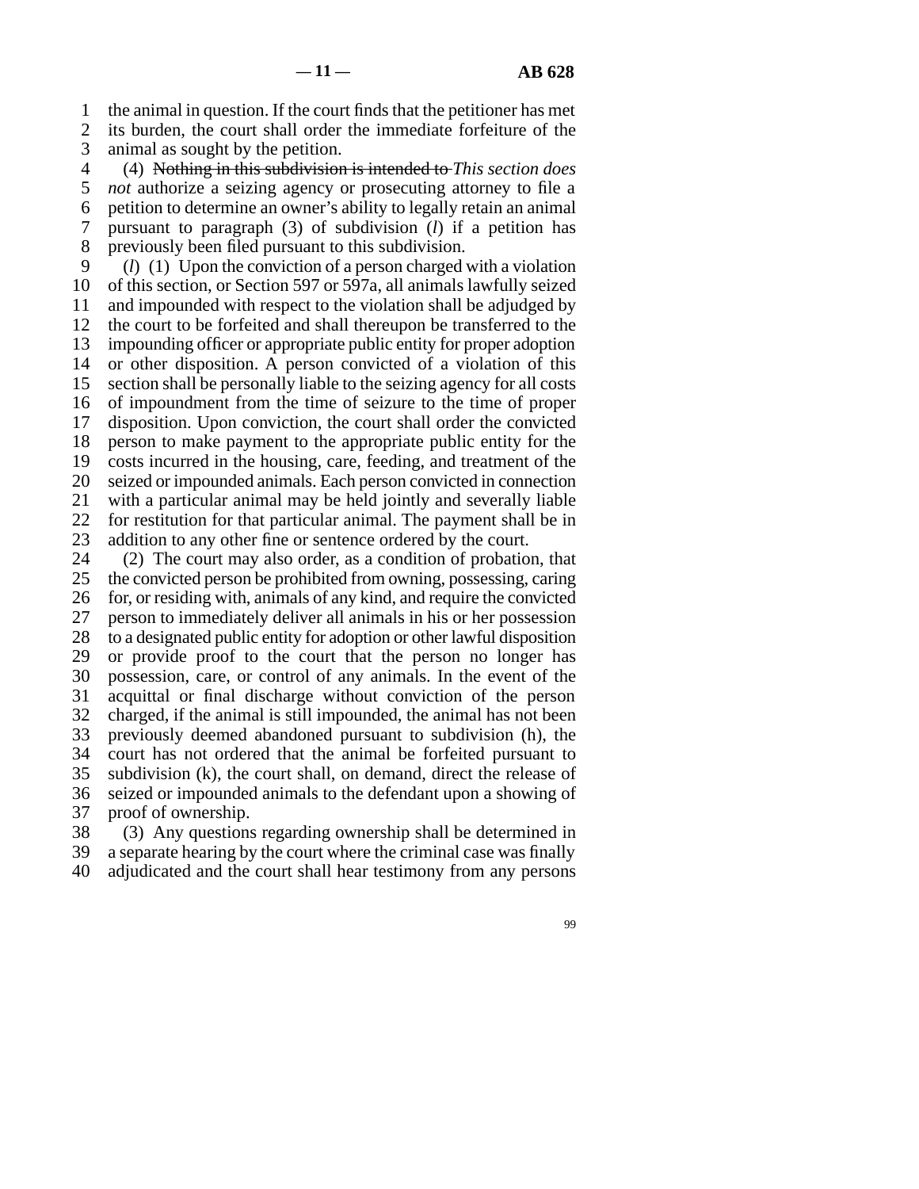the animal in question. If the court finds that the petitioner has met its burden, the court shall order the immediate forfeiture of the animal as sought by the petition.

(4) ~~Nothing in this subdivision is intended to~~ *This section does not* authorize a seizing agency or prosecuting attorney to file a petition to determine an owner's ability to legally retain an animal pursuant to paragraph (3) of subdivision (*l*) if a petition has previously been filed pursuant to this subdivision.

(*l*) (1) Upon the conviction of a person charged with a violation of this section, or Section 597 or 597a, all animals lawfully seized and impounded with respect to the violation shall be adjudged by the court to be forfeited and shall thereupon be transferred to the impounding officer or appropriate public entity for proper adoption or other disposition. A person convicted of a violation of this section shall be personally liable to the seizing agency for all costs of impoundment from the time of seizure to the time of proper disposition. Upon conviction, the court shall order the convicted person to make payment to the appropriate public entity for the costs incurred in the housing, care, feeding, and treatment of the seized or impounded animals. Each person convicted in connection with a particular animal may be held jointly and severally liable for restitution for that particular animal. The payment shall be in addition to any other fine or sentence ordered by the court.

(2) The court may also order, as a condition of probation, that the convicted person be prohibited from owning, possessing, caring for, or residing with, animals of any kind, and require the convicted person to immediately deliver all animals in his or her possession to a designated public entity for adoption or other lawful disposition or provide proof to the court that the person no longer has possession, care, or control of any animals. In the event of the acquittal or final discharge without conviction of the person charged, if the animal is still impounded, the animal has not been previously deemed abandoned pursuant to subdivision (h), the court has not ordered that the animal be forfeited pursuant to subdivision (k), the court shall, on demand, direct the release of seized or impounded animals to the defendant upon a showing of proof of ownership.

(3) Any questions regarding ownership shall be determined in a separate hearing by the court where the criminal case was finally adjudicated and the court shall hear testimony from any persons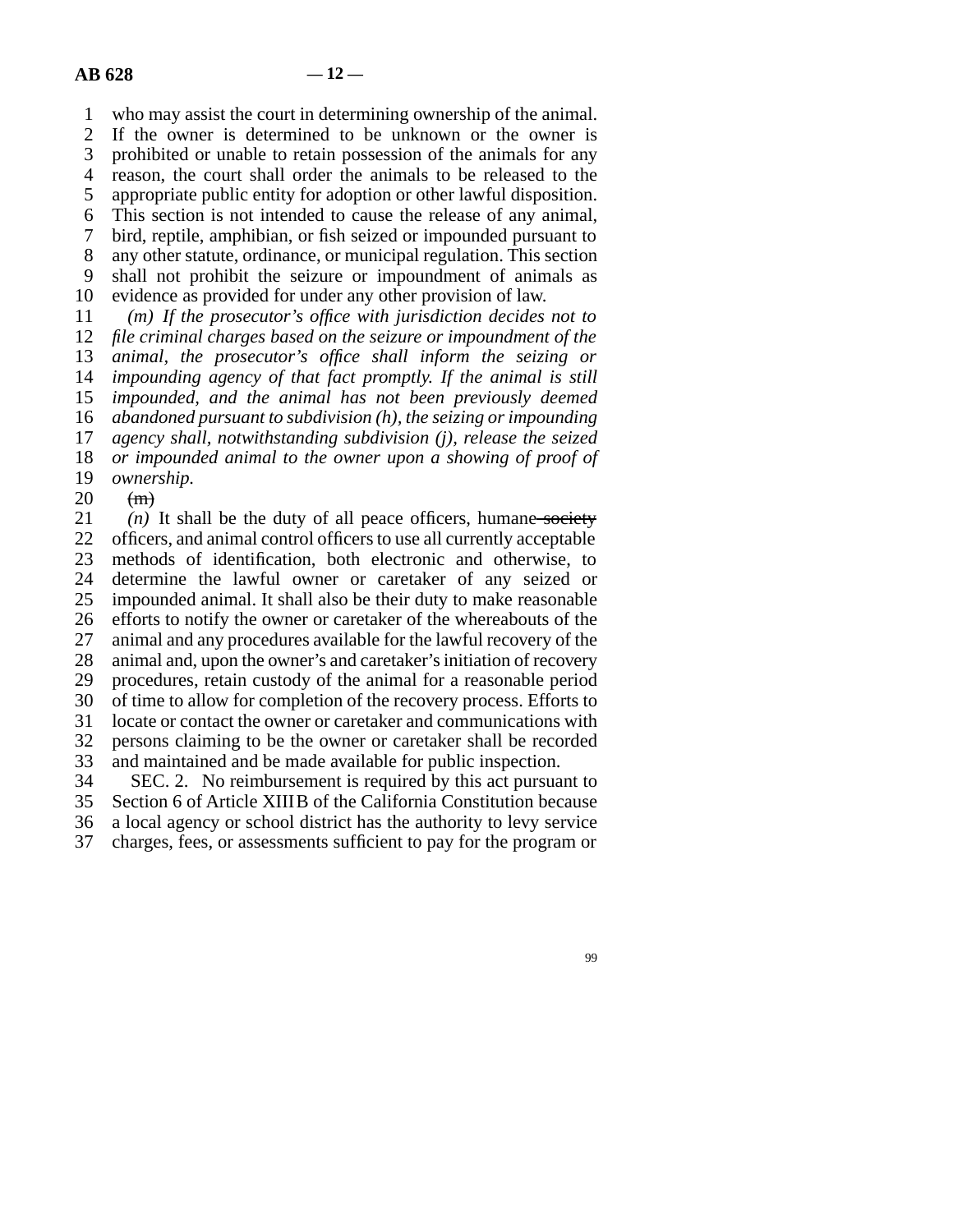who may assist the court in determining ownership of the animal. If the owner is determined to be unknown or the owner is prohibited or unable to retain possession of the animals for any reason, the court shall order the animals to be released to the appropriate public entity for adoption or other lawful disposition. This section is not intended to cause the release of any animal, bird, reptile, amphibian, or fish seized or impounded pursuant to any other statute, ordinance, or municipal regulation. This section shall not prohibit the seizure or impoundment of animals as evidence as provided for under any other provision of law.

*(m) If the prosecutor's office with jurisdiction decides not to file criminal charges based on the seizure or impoundment of the animal, the prosecutor's office shall inform the seizing or impounding agency of that fact promptly. If the animal is still impounded, and the animal has not been previously deemed abandoned pursuant to subdivision (h), the seizing or impounding agency shall, notwithstanding subdivision (j), release the seized or impounded animal to the owner upon a showing of proof of ownership.*

~~(m)~~

*(n)* It shall be the duty of all peace officers, humane ~~society~~ officers, and animal control officers to use all currently acceptable methods of identification, both electronic and otherwise, to determine the lawful owner or caretaker of any seized or impounded animal. It shall also be their duty to make reasonable efforts to notify the owner or caretaker of the whereabouts of the animal and any procedures available for the lawful recovery of the animal and, upon the owner's and caretaker's initiation of recovery procedures, retain custody of the animal for a reasonable period of time to allow for completion of the recovery process. Efforts to locate or contact the owner or caretaker and communications with persons claiming to be the owner or caretaker shall be recorded and maintained and be made available for public inspection.

SEC. 2. No reimbursement is required by this act pursuant to Section 6 of Article XIII B of the California Constitution because a local agency or school district has the authority to levy service charges, fees, or assessments sufficient to pay for the program or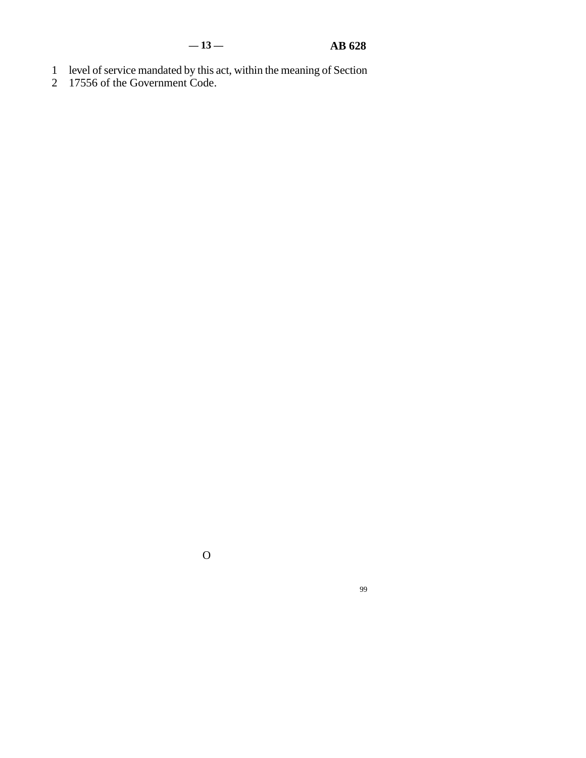level of service mandated by this act, within the meaning of Section 17556 of the Government Code.

O